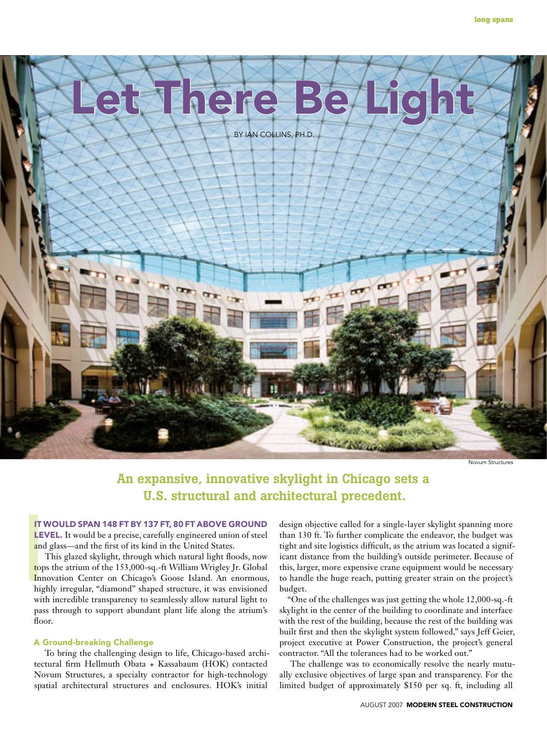# Let There Be Light

BY IAN COLLINS, PH.D.

Novum Structures

**An expansive, innovative skylight in Chicago sets a U.S. structural and architectural precedent.**

**IT WOULD SPAN 148 FT BY 137 FT, 80 FT ABOVE GROUND LEVEL.** It would be a precise, carefully engineered union of steel and glass—and the first of its kind in the United States.

This glazed skylight, through which natural light floods, now tops the atrium of the 153,000-sq.-ft William Wrigley Jr. Global Innovation Center on Chicago's Goose Island. An enormous, highly irregular, "diamond" shaped structure, it was envisioned with incredible transparency to seamlessly allow natural light to pass through to support abundant plant life along the atrium's floor.

### A Ground-breaking Challenge

To bring the challenging design to life, Chicago-based architectural firm Hellmuth Obata + Kassabaum (HOK) contacted Novum Structures, a specialty contractor for high-technology spatial architectural structures and enclosures. HOK's initial design objective called for a single-layer skylight spanning more than 130 ft. To further complicate the endeavor, the budget was tight and site logistics difficult, as the atrium was located a significant distance from the building's outside perimeter. Because of this, larger, more expensive crane equipment would be necessary to handle the huge reach, putting greater strain on the project's budget.

"One of the challenges was just getting the whole 12,000-sq.-ft skylight in the center of the building to coordinate and interface with the rest of the building, because the rest of the building was built first and then the skylight system followed," says Jeff Geier, project executive at Power Construction, the project's general contractor. "All the tolerances had to be worked out."

The challenge was to economically resolve the nearly mutually exclusive objectives of large span and transparency. For the limited budget of approximately $150 per sq. ft, including all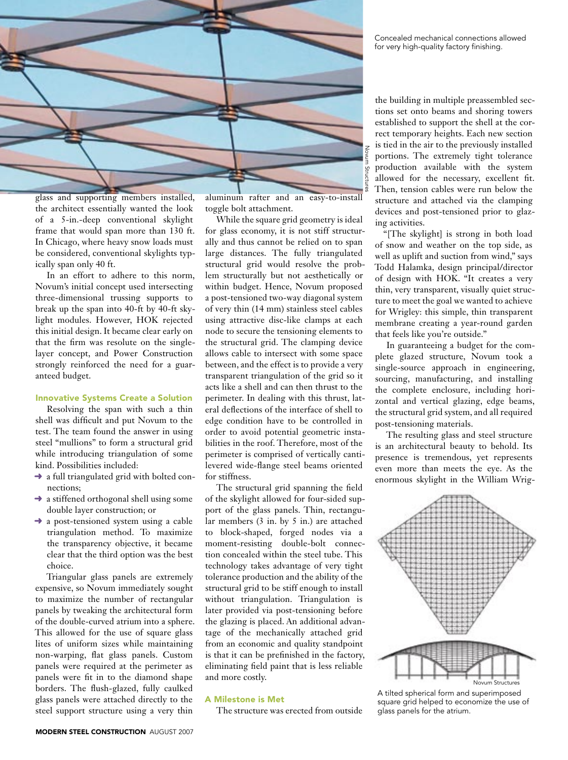Concealed mechanical connections allowed for very high-quality factory finishing.

glass and supporting members installed, the architect essentially wanted the look of a 5-in.-deep conventional skylight frame that would span more than 130 ft. In Chicago, where heavy snow loads must be considered, conventional skylights typically span only 40 ft.

In an effort to adhere to this norm, Novum's initial concept used intersecting three-dimensional trussing supports to break up the span into 40-ft by 40-ft skylight modules. However, HOK rejected this initial design. It became clear early on that the firm was resolute on the single-layer concept, and Power Construction strongly reinforced the need for a guaranteed budget.

### Innovative Systems Create a Solution

Resolving the span with such a thin shell was difficult and put Novum to the test. The team found the answer in using steel "mullions" to form a structural grid while introducing triangulation of some kind. Possibilities included:

- a full triangulated grid with bolted connections;
- a stiffened orthogonal shell using some double layer construction; or
- a post-tensioned system using a cable triangulation method. To maximize the transparency objective, it became clear that the third option was the best choice.

Triangular glass panels are extremely expensive, so Novum immediately sought to maximize the number of rectangular panels by tweaking the architectural form of the double-curved atrium into a sphere. This allowed for the use of square glass lites of uniform sizes while maintaining non-warping, flat glass panels. Custom panels were required at the perimeter as panels were fit in to the diamond shape borders. The flush-glazed, fully caulked glass panels were attached directly to the steel support structure using a very thin aluminum rafter and an easy-to-install toggle bolt attachment.

While the square grid geometry is ideal for glass economy, it is not stiff structurally and thus cannot be relied on to span large distances. The fully triangulated structural grid would resolve the problem structurally but not aesthetically or within budget. Hence, Novum proposed a post-tensioned two-way diagonal system of very thin (14 mm) stainless steel cables using attractive disc-like clamps at each node to secure the tensioning elements to the structural grid. The clamping device allows cable to intersect with some space between, and the effect is to provide a very transparent triangulation of the grid so it acts like a shell and can then thrust to the perimeter. In dealing with this thrust, lateral deflections of the interface of shell to edge condition have to be controlled in order to avoid potential geometric instabilities in the roof. Therefore, most of the perimeter is comprised of vertically cantilevered wide-flange steel beams oriented for stiffness.

The structural grid spanning the field of the skylight allowed for four-sided support of the glass panels. Thin, rectangular members (3 in. by 5 in.) are attached to block-shaped, forged nodes via a moment-resisting double-bolt connection concealed within the steel tube. This technology takes advantage of very tight tolerance production and the ability of the structural grid to be stiff enough to install without triangulation. Triangulation is later provided via post-tensioning before the glazing is placed. An additional advantage of the mechanically attached grid from an economic and quality standpoint is that it can be prefinished in the factory, eliminating field paint that is less reliable and more costly.

### A Milestone is Met

The structure was erected from outside the building in multiple preassembled sections set onto beams and shoring towers established to support the shell at the correct temporary heights. Each new section is tied in the air to the previously installed portions. The extremely tight tolerance production available with the system allowed for the necessary, excellent fit. Then, tension cables were run below the structure and attached via the clamping devices and post-tensioned prior to glazing activities.

"[The skylight] is strong in both load of snow and weather on the top side, as well as uplift and suction from wind," says Todd Halamka, design principal/director of design with HOK. "It creates a very thin, very transparent, visually quiet structure to meet the goal we wanted to achieve for Wrigley: this simple, thin transparent membrane creating a year-round garden that feels like you're outside."

In guaranteeing a budget for the complete glazed structure, Novum took a single-source approach in engineering, sourcing, manufacturing, and installing the complete enclosure, including horizontal and vertical glazing, edge beams, the structural grid system, and all required post-tensioning materials.

The resulting glass and steel structure is an architectural beauty to behold. Its presence is tremendous, yet represents even more than meets the eye. As the enormous skylight in the William Wrig-

A tilted spherical form and superimposed square grid helped to economize the use of glass panels for the atrium.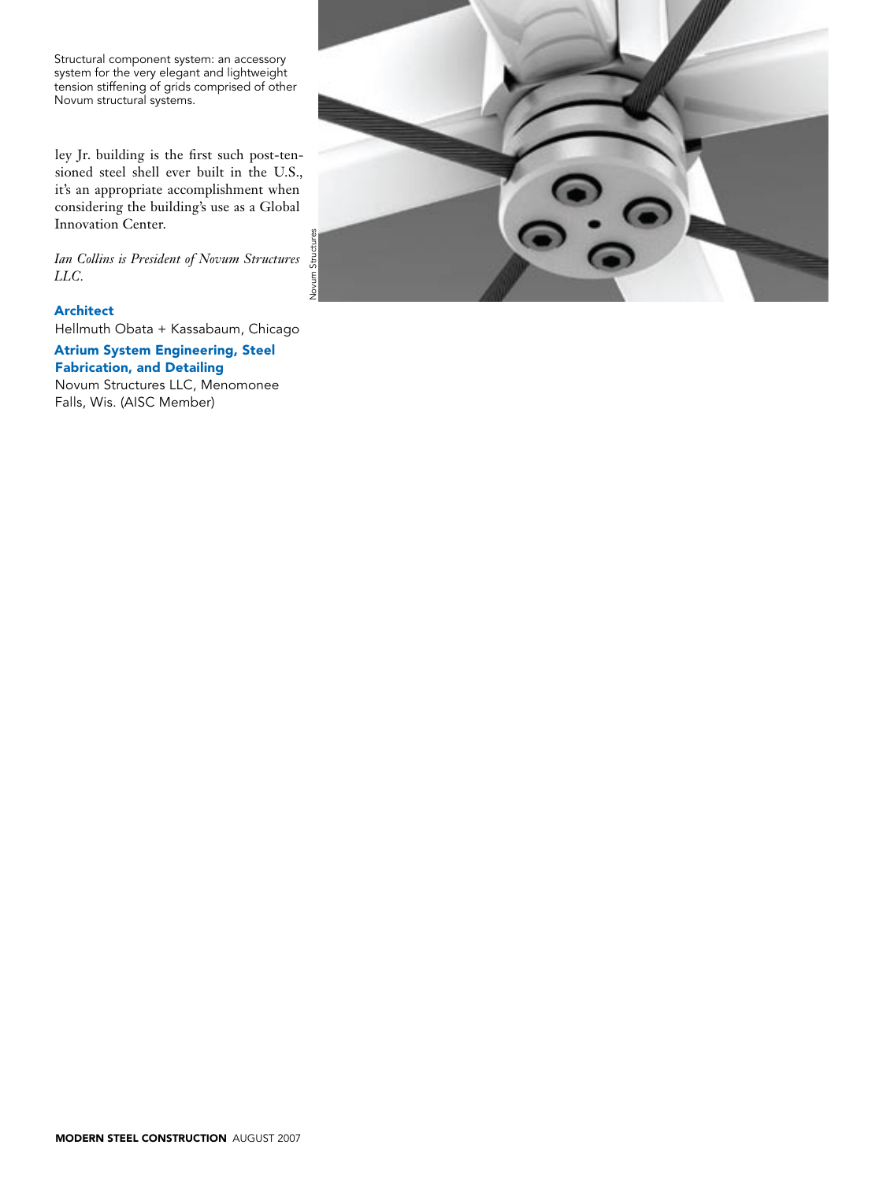Structural component system: an accessory system for the very elegant and lightweight tension stiffening of grids comprised of other Novum structural systems.

ley Jr. building is the first such post-tensioned steel shell ever built in the U.S., it's an appropriate accomplishment when considering the building's use as a Global Innovation Center.

*Ian Collins is President of Novum Structures LLC.*

**Architect**

Hellmuth Obata + Kassabaum, Chicago

**Atrium System Engineering, Steel Fabrication, and Detailing**

Novum Structures LLC, Menomonee Falls, Wis. (AISC Member)